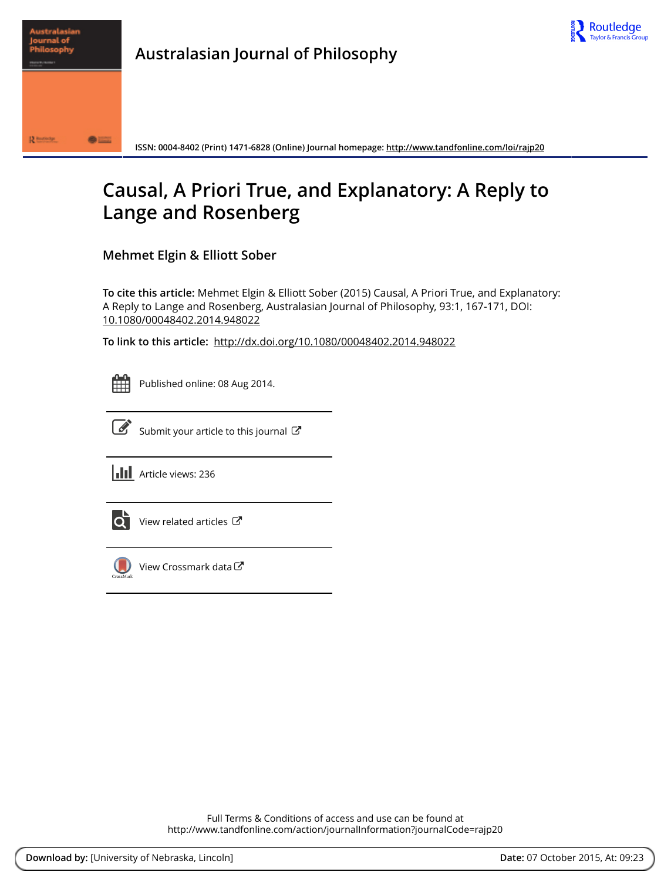# Australasian Journal of Philosophy

ISSN: 0004-8402 (Print) 1471-6828 (Online) Journal homepage: http://www.tandfonline.com/loi/rajp20

## Causal, A Priori True, and Explanatory: A Reply to Lange and Rosenberg

**Mehmet Elgin & Elliott Sober**

**To cite this article:** Mehmet Elgin & Elliott Sober (2015) Causal, A Priori True, and Explanatory: A Reply to Lange and Rosenberg, Australasian Journal of Philosophy, 93:1, 167-171, DOI: 10.1080/00048402.2014.948022

**To link to this article:** http://dx.doi.org/10.1080/00048402.2014.948022

Published online: 08 Aug 2014.

Submit your article to this journal

Article views: 236

View related articles

View Crossmark data

Full Terms & Conditions of access and use can be found at
http://www.tandfonline.com/action/journalInformation?journalCode=rajp20

**Download by:** [University of Nebraska, Lincoln] **Date:** 07 October 2015, At: 09:23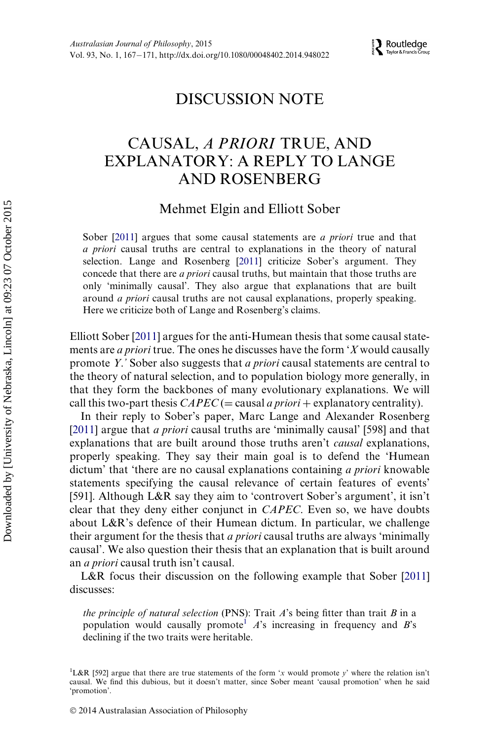# DISCUSSION NOTE

# CAUSAL, *A PRIORI* TRUE, AND EXPLANATORY: A REPLY TO LANGE AND ROSENBERG

### Mehmet Elgin and Elliott Sober

Sober [2011] argues that some causal statements are *a priori* true and that *a priori* causal truths are central to explanations in the theory of natural selection. Lange and Rosenberg [2011] criticize Sober's argument. They concede that there are *a priori* causal truths, but maintain that those truths are only 'minimally causal'. They also argue that explanations that are built around *a priori* causal truths are not causal explanations, properly speaking. Here we criticize both of Lange and Rosenberg's claims.

Elliott Sober [2011] argues for the anti-Humean thesis that some causal statements are *a priori* true. The ones he discusses have the form '*X* would causally promote *Y*.' Sober also suggests that *a priori* causal statements are central to the theory of natural selection, and to population biology more generally, in that they form the backbones of many evolutionary explanations. We will call this two-part thesis *CAPEC* (= causal *a priori* + explanatory centrality).

In their reply to Sober's paper, Marc Lange and Alexander Rosenberg [2011] argue that *a priori* causal truths are 'minimally causal' [598] and that explanations that are built around those truths aren't *causal* explanations, properly speaking. They say their main goal is to defend the 'Humean dictum' that 'there are no causal explanations containing *a priori* knowable statements specifying the causal relevance of certain features of events' [591]. Although L&R say they aim to 'controvert Sober's argument', it isn't clear that they deny either conjunct in *CAPEC*. Even so, we have doubts about L&R's defence of their Humean dictum. In particular, we challenge their argument for the thesis that *a priori* causal truths are always 'minimally causal'. We also question their thesis that an explanation that is built around an *a priori* causal truth isn't causal.

L&R focus their discussion on the following example that Sober [2011] discusses:

> *the principle of natural selection* (PNS): Trait *A*'s being fitter than trait *B* in a population would causally promote[1] *A*'s increasing in frequency and *B*'s declining if the two traits were heritable.

[1] L&R [592] argue that there are true statements of the form '*x* would promote *y*' where the relation isn't causal. We find this dubious, but it doesn't matter, since Sober meant 'causal promotion' when he said 'promotion'.

© 2014 Australasian Association of Philosophy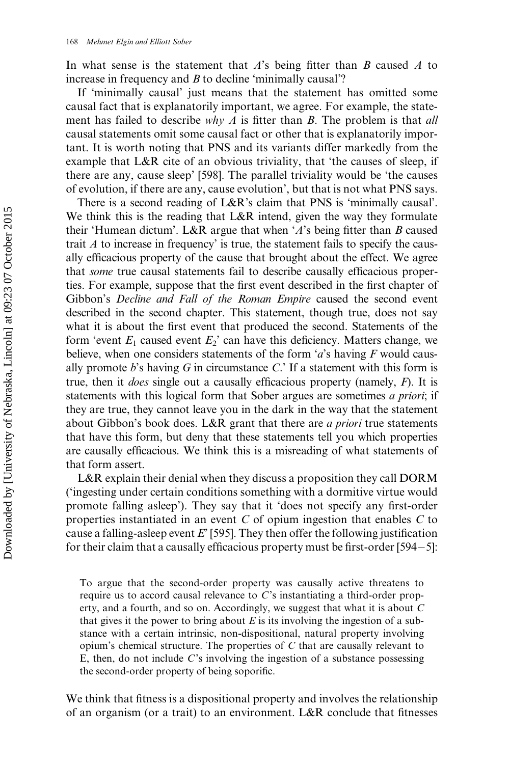In what sense is the statement that $A$'s being fitter than $B$ caused $A$ to increase in frequency and $B$ to decline 'minimally causal'?

If 'minimally causal' just means that the statement has omitted some causal fact that is explanatorily important, we agree. For example, the statement has failed to describe *why* $A$ is fitter than $B$. The problem is that *all* causal statements omit some causal fact or other that is explanatorily important. It is worth noting that PNS and its variants differ markedly from the example that L&R cite of an obvious triviality, that 'the causes of sleep, if there are any, cause sleep' [598]. The parallel triviality would be 'the causes of evolution, if there are any, cause evolution', but that is not what PNS says.

There is a second reading of L&R's claim that PNS is 'minimally causal'. We think this is the reading that L&R intend, given the way they formulate their 'Humean dictum'. L&R argue that when '$A$'s being fitter than $B$ caused trait $A$ to increase in frequency' is true, the statement fails to specify the causally efficacious property of the cause that brought about the effect. We agree that *some* true causal statements fail to describe causally efficacious properties. For example, suppose that the first event described in the first chapter of Gibbon's *Decline and Fall of the Roman Empire* caused the second event described in the second chapter. This statement, though true, does not say what it is about the first event that produced the second. Statements of the form 'event $E_1$ caused event $E_2$' can have this deficiency. Matters change, we believe, when one considers statements of the form '$a$'s having $F$ would causally promote $b$'s having $G$ in circumstance $C$.' If a statement with this form is true, then it *does* single out a causally efficacious property (namely, $F$). It is statements with this logical form that Sober argues are sometimes *a priori*; if they are true, they cannot leave you in the dark in the way that the statement about Gibbon's book does. L&R grant that there are *a priori* true statements that have this form, but deny that these statements tell you which properties are causally efficacious. We think this is a misreading of what statements of that form assert.

L&R explain their denial when they discuss a proposition they call DORM ('ingesting under certain conditions something with a dormitive virtue would promote falling asleep'). They say that it 'does not specify any first-order properties instantiated in an event $C$ of opium ingestion that enables $C$ to cause a falling-asleep event $E$' [595]. They then offer the following justification for their claim that a causally efficacious property must be first-order [594–5]:

> To argue that the second-order property was causally active threatens to require us to accord causal relevance to $C$'s instantiating a third-order property, and a fourth, and so on. Accordingly, we suggest that what it is about $C$ that gives it the power to bring about $E$ is its involving the ingestion of a substance with a certain intrinsic, non-dispositional, natural property involving opium's chemical structure. The properties of $C$ that are causally relevant to E, then, do not include $C$'s involving the ingestion of a substance possessing the second-order property of being soporific.

We think that fitness is a dispositional property and involves the relationship of an organism (or a trait) to an environment. L&R conclude that fitnesses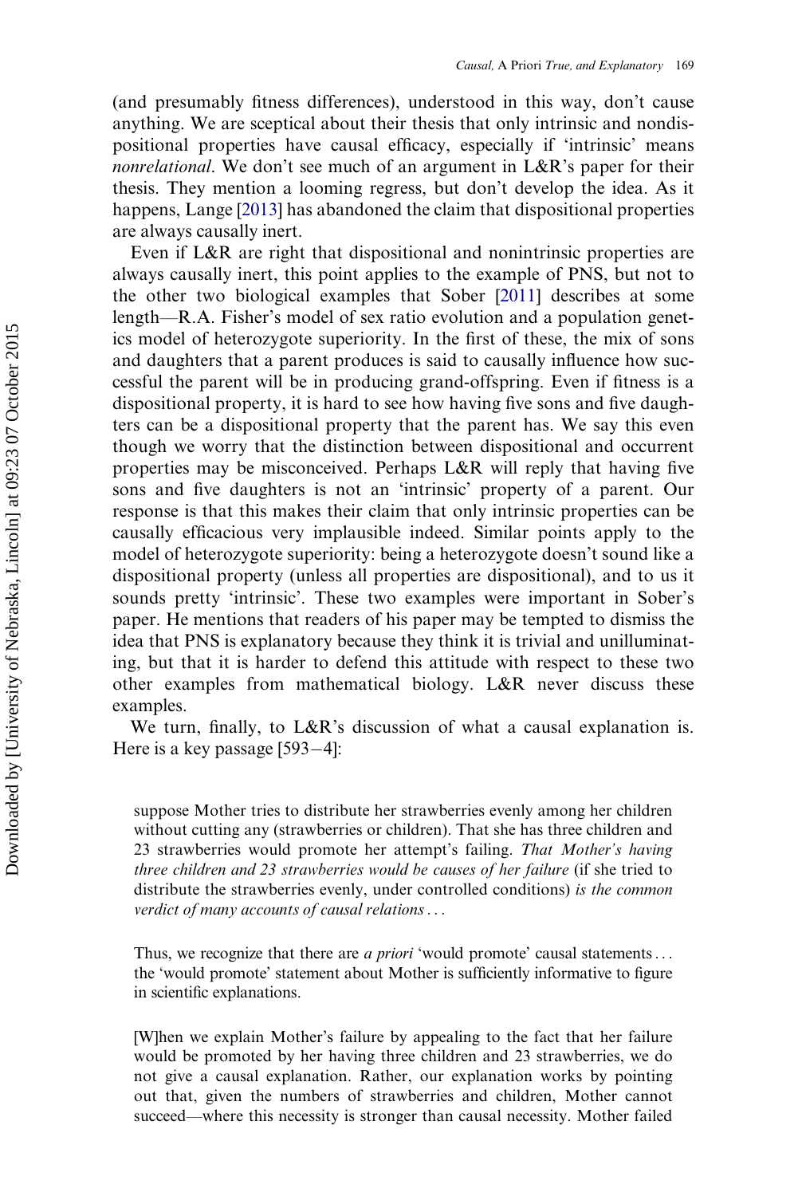(and presumably fitness differences), understood in this way, don't cause anything. We are sceptical about their thesis that only intrinsic and nondispositional properties have causal efficacy, especially if 'intrinsic' means *nonrelational*. We don't see much of an argument in L&R's paper for their thesis. They mention a looming regress, but don't develop the idea. As it happens, Lange [2013] has abandoned the claim that dispositional properties are always causally inert.

Even if L&R are right that dispositional and nonintrinsic properties are always causally inert, this point applies to the example of PNS, but not to the other two biological examples that Sober [2011] describes at some length—R.A. Fisher's model of sex ratio evolution and a population genetics model of heterozygote superiority. In the first of these, the mix of sons and daughters that a parent produces is said to causally influence how successful the parent will be in producing grand-offspring. Even if fitness is a dispositional property, it is hard to see how having five sons and five daughters can be a dispositional property that the parent has. We say this even though we worry that the distinction between dispositional and occurrent properties may be misconceived. Perhaps L&R will reply that having five sons and five daughters is not an 'intrinsic' property of a parent. Our response is that this makes their claim that only intrinsic properties can be causally efficacious very implausible indeed. Similar points apply to the model of heterozygote superiority: being a heterozygote doesn't sound like a dispositional property (unless all properties are dispositional), and to us it sounds pretty 'intrinsic'. These two examples were important in Sober's paper. He mentions that readers of his paper may be tempted to dismiss the idea that PNS is explanatory because they think it is trivial and unilluminating, but that it is harder to defend this attitude with respect to these two other examples from mathematical biology. L&R never discuss these examples.

We turn, finally, to L&R's discussion of what a causal explanation is. Here is a key passage [593–4]:

> suppose Mother tries to distribute her strawberries evenly among her children without cutting any (strawberries or children). That she has three children and 23 strawberries would promote her attempt's failing. *That Mother's having three children and 23 strawberries would be causes of her failure* (if she tried to distribute the strawberries evenly, under controlled conditions) *is the common verdict of many accounts of causal relations*...
>
> Thus, we recognize that there are *a priori* 'would promote' causal statements... the 'would promote' statement about Mother is sufficiently informative to figure in scientific explanations.
>
> [W]hen we explain Mother's failure by appealing to the fact that her failure would be promoted by her having three children and 23 strawberries, we do not give a causal explanation. Rather, our explanation works by pointing out that, given the numbers of strawberries and children, Mother cannot succeed—where this necessity is stronger than causal necessity. Mother failed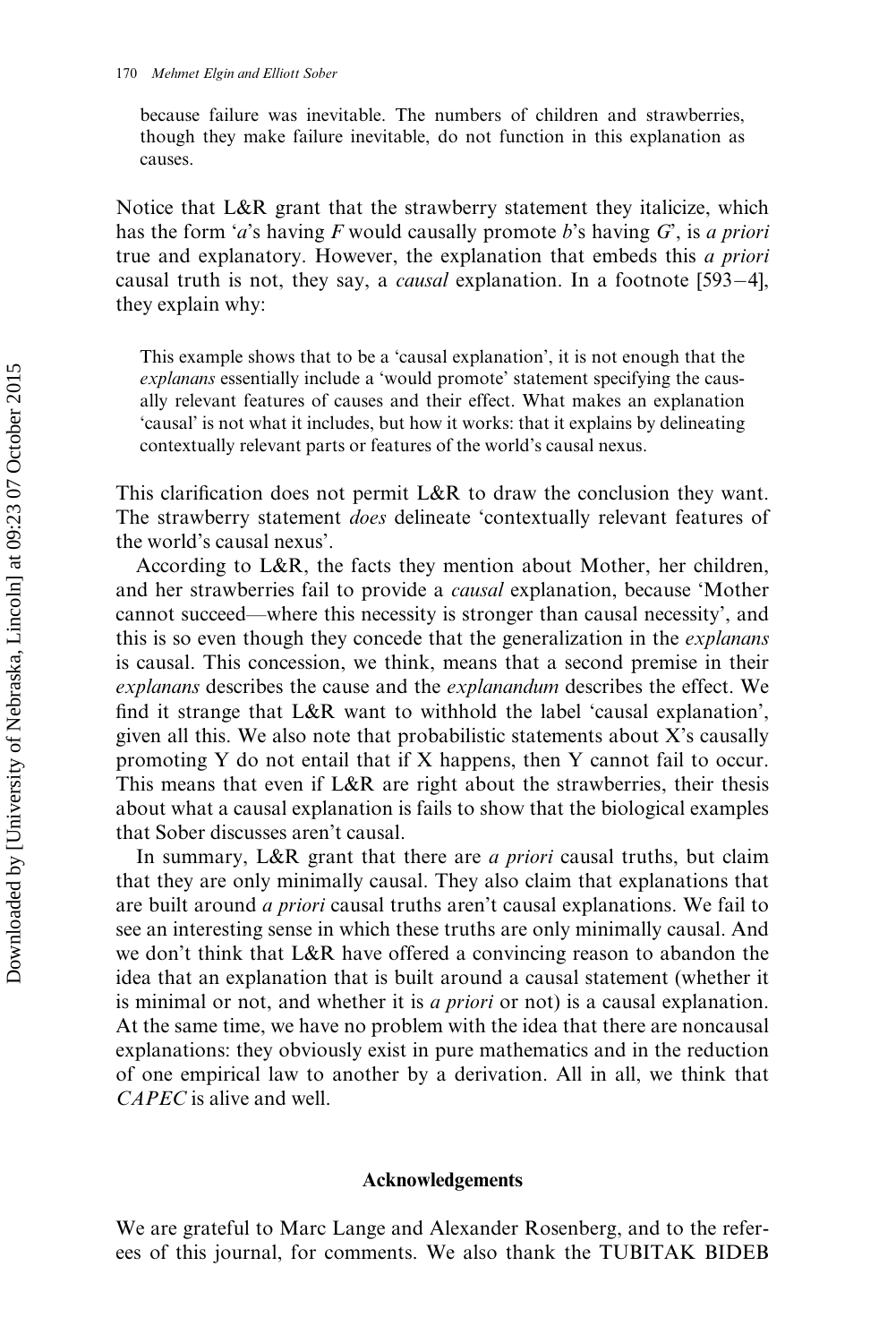> because failure was inevitable. The numbers of children and strawberries, though they make failure inevitable, do not function in this explanation as causes.

Notice that L&R grant that the strawberry statement they italicize, which has the form '*a*'s having *F* would causally promote *b*'s having *G*', is *a priori* true and explanatory. However, the explanation that embeds this *a priori* causal truth is not, they say, a *causal* explanation. In a footnote [593–4], they explain why:

> This example shows that to be a 'causal explanation', it is not enough that the *explanans* essentially include a 'would promote' statement specifying the causally relevant features of causes and their effect. What makes an explanation 'causal' is not what it includes, but how it works: that it explains by delineating contextually relevant parts or features of the world's causal nexus.

This clarification does not permit L&R to draw the conclusion they want. The strawberry statement *does* delineate 'contextually relevant features of the world's causal nexus'.

According to L&R, the facts they mention about Mother, her children, and her strawberries fail to provide a *causal* explanation, because 'Mother cannot succeed—where this necessity is stronger than causal necessity', and this is so even though they concede that the generalization in the *explanans* is causal. This concession, we think, means that a second premise in their *explanans* describes the cause and the *explanandum* describes the effect. We find it strange that L&R want to withhold the label 'causal explanation', given all this. We also note that probabilistic statements about X's causally promoting Y do not entail that if X happens, then Y cannot fail to occur. This means that even if L&R are right about the strawberries, their thesis about what a causal explanation is fails to show that the biological examples that Sober discusses aren't causal.

In summary, L&R grant that there are *a priori* causal truths, but claim that they are only minimally causal. They also claim that explanations that are built around *a priori* causal truths aren't causal explanations. We fail to see an interesting sense in which these truths are only minimally causal. And we don't think that L&R have offered a convincing reason to abandon the idea that an explanation that is built around a causal statement (whether it is minimal or not, and whether it is *a priori* or not) is a causal explanation. At the same time, we have no problem with the idea that there are noncausal explanations: they obviously exist in pure mathematics and in the reduction of one empirical law to another by a derivation. All in all, we think that *CAPEC* is alive and well.

## Acknowledgements

We are grateful to Marc Lange and Alexander Rosenberg, and to the referees of this journal, for comments. We also thank the TUBITAK BIDEB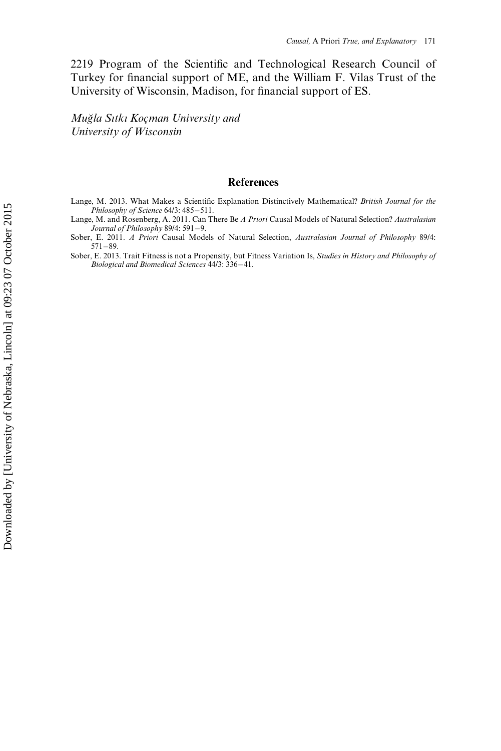2219 Program of the Scientific and Technological Research Council of Turkey for financial support of ME, and the William F. Vilas Trust of the University of Wisconsin, Madison, for financial support of ES.

*Muğla Sıtkı Koçman University and University of Wisconsin*

## References

Lange, M. 2013. What Makes a Scientific Explanation Distinctively Mathematical? *British Journal for the Philosophy of Science* 64/3: 485–511.

Lange, M. and Rosenberg, A. 2011. Can There Be *A Priori* Causal Models of Natural Selection? *Australasian Journal of Philosophy* 89/4: 591–9.

Sober, E. 2011. *A Priori* Causal Models of Natural Selection, *Australasian Journal of Philosophy* 89/4: 571–89.

Sober, E. 2013. Trait Fitness is not a Propensity, but Fitness Variation Is, *Studies in History and Philosophy of Biological and Biomedical Sciences* 44/3: 336–41.